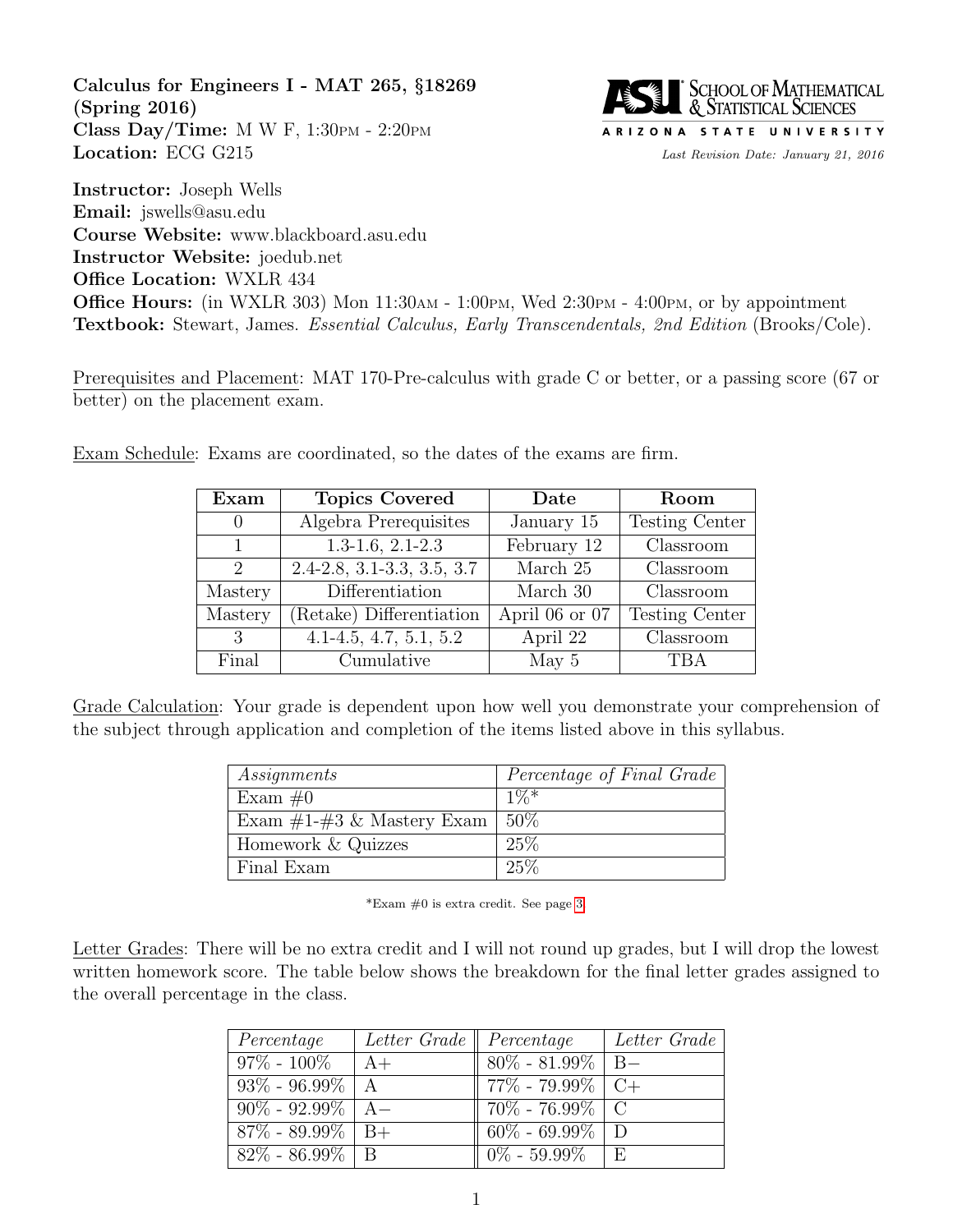**Calculus for Engineers I - MAT 265, §18269**
**(Spring 2016)**
**Class Day/Time:** M W F, 1:30PM - 2:20PM
**Location:** ECG G215

SCHOOL OF MATHEMATICAL & STATISTICAL SCIENCES
ARIZONA STATE UNIVERSITY

*Last Revision Date: January 21, 2016*

**Instructor:** Joseph Wells
**Email:** jswells@asu.edu
**Course Website:** www.blackboard.asu.edu
**Instructor Website:** joedub.net
**Office Location:** WXLR 434
**Office Hours:** (in WXLR 303) Mon 11:30AM - 1:00PM, Wed 2:30PM - 4:00PM, or by appointment
**Textbook:** Stewart, James. *Essential Calculus, Early Transcendentals, 2nd Edition* (Brooks/Cole).

Prerequisites and Placement: MAT 170-Pre-calculus with grade C or better, or a passing score (67 or better) on the placement exam.

Exam Schedule: Exams are coordinated, so the dates of the exams are firm.

| Exam | Topics Covered | Date | Room |
|---|---|---|---|
| 0 | Algebra Prerequisites | January 15 | Testing Center |
| 1 | 1.3-1.6, 2.1-2.3 | February 12 | Classroom |
| 2 | 2.4-2.8, 3.1-3.3, 3.5, 3.7 | March 25 | Classroom |
| Mastery | Differentiation | March 30 | Classroom |
| Mastery | (Retake) Differentiation | April 06 or 07 | Testing Center |
| 3 | 4.1-4.5, 4.7, 5.1, 5.2 | April 22 | Classroom |
| Final | Cumulative | May 5 | TBA |

Grade Calculation: Your grade is dependent upon how well you demonstrate your comprehension of the subject through application and completion of the items listed above in this syllabus.

| *Assignments* | *Percentage of Final Grade* |
|---|---|
| Exam #0 | 1%* |
| Exam #1-#3 & Mastery Exam | 50% |
| Homework & Quizzes | 25% |
| Final Exam | 25% |

*Exam #0 is extra credit. See page 3

Letter Grades: There will be no extra credit and I will not round up grades, but I will drop the lowest written homework score. The table below shows the breakdown for the final letter grades assigned to the overall percentage in the class.

| *Percentage* | *Letter Grade* | *Percentage* | *Letter Grade* |
|---|---|---|---|
| 97% - 100% | A+ | 80% - 81.99% | B− |
| 93% - 96.99% | A | 77% - 79.99% | C+ |
| 90% - 92.99% | A− | 70% - 76.99% | C |
| 87% - 89.99% | B+ | 60% - 69.99% | D |
| 82% - 86.99% | B | 0% - 59.99% | E |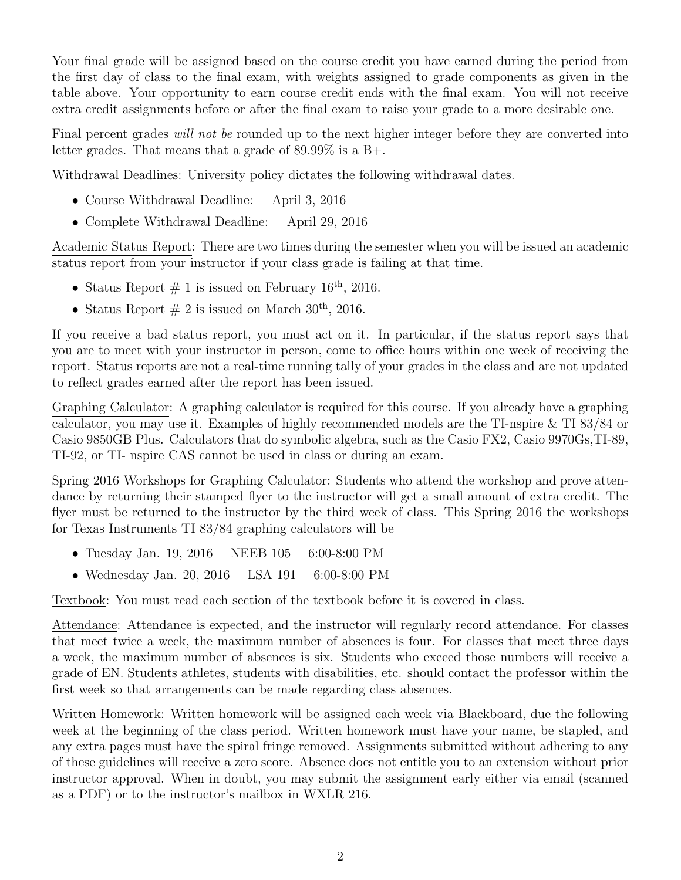Your final grade will be assigned based on the course credit you have earned during the period from the first day of class to the final exam, with weights assigned to grade components as given in the table above. Your opportunity to earn course credit ends with the final exam. You will not receive extra credit assignments before or after the final exam to raise your grade to a more desirable one.

Final percent grades *will not be* rounded up to the next higher integer before they are converted into letter grades. That means that a grade of 89.99% is a B+.

<u>Withdrawal Deadlines</u>: University policy dictates the following withdrawal dates.

- Course Withdrawal Deadline: April 3, 2016
- Complete Withdrawal Deadline: April 29, 2016

<u>Academic Status Report</u>: There are two times during the semester when you will be issued an academic status report from your instructor if your class grade is failing at that time.

- Status Report # 1 is issued on February 16th, 2016.
- Status Report # 2 is issued on March 30th, 2016.

If you receive a bad status report, you must act on it. In particular, if the status report says that you are to meet with your instructor in person, come to office hours within one week of receiving the report. Status reports are not a real-time running tally of your grades in the class and are not updated to reflect grades earned after the report has been issued.

<u>Graphing Calculator</u>: A graphing calculator is required for this course. If you already have a graphing calculator, you may use it. Examples of highly recommended models are the TI-nspire & TI 83/84 or Casio 9850GB Plus. Calculators that do symbolic algebra, such as the Casio FX2, Casio 9970Gs,TI-89, TI-92, or TI- nspire CAS cannot be used in class or during an exam.

<u>Spring 2016 Workshops for Graphing Calculator</u>: Students who attend the workshop and prove attendance by returning their stamped flyer to the instructor will get a small amount of extra credit. The flyer must be returned to the instructor by the third week of class. This Spring 2016 the workshops for Texas Instruments TI 83/84 graphing calculators will be

- Tuesday Jan. 19, 2016 NEEB 105 6:00-8:00 PM
- Wednesday Jan. 20, 2016 LSA 191 6:00-8:00 PM

<u>Textbook</u>: You must read each section of the textbook before it is covered in class.

<u>Attendance</u>: Attendance is expected, and the instructor will regularly record attendance. For classes that meet twice a week, the maximum number of absences is four. For classes that meet three days a week, the maximum number of absences is six. Students who exceed those numbers will receive a grade of EN. Students athletes, students with disabilities, etc. should contact the professor within the first week so that arrangements can be made regarding class absences.

<u>Written Homework</u>: Written homework will be assigned each week via Blackboard, due the following week at the beginning of the class period. Written homework must have your name, be stapled, and any extra pages must have the spiral fringe removed. Assignments submitted without adhering to any of these guidelines will receive a zero score. Absence does not entitle you to an extension without prior instructor approval. When in doubt, you may submit the assignment early either via email (scanned as a PDF) or to the instructor's mailbox in WXLR 216.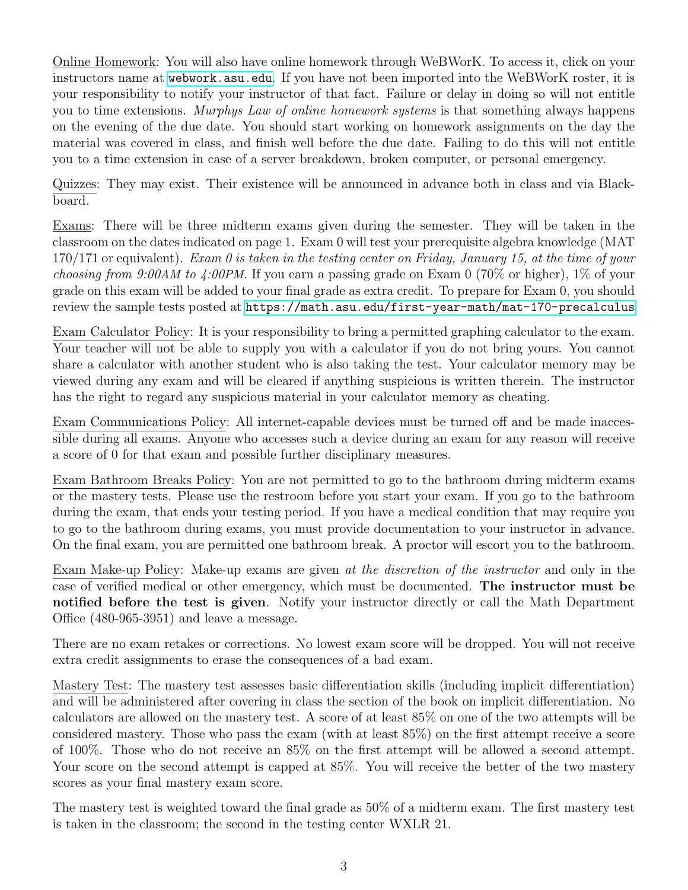Online Homework: You will also have online homework through WeBWorK. To access it, click on your instructors name at webwork.asu.edu. If you have not been imported into the WeBWorK roster, it is your responsibility to notify your instructor of that fact. Failure or delay in doing so will not entitle you to time extensions. *Murphys Law of online homework systems* is that something always happens on the evening of the due date. You should start working on homework assignments on the day the material was covered in class, and finish well before the due date. Failing to do this will not entitle you to a time extension in case of a server breakdown, broken computer, or personal emergency.

Quizzes: They may exist. Their existence will be announced in advance both in class and via Blackboard.

Exams: There will be three midterm exams given during the semester. They will be taken in the classroom on the dates indicated on page 1. Exam 0 will test your prerequisite algebra knowledge (MAT 170/171 or equivalent). *Exam 0 is taken in the testing center on Friday, January 15, at the time of your choosing from 9:00AM to 4:00PM.* If you earn a passing grade on Exam 0 (70% or higher), 1% of your grade on this exam will be added to your final grade as extra credit. To prepare for Exam 0, you should review the sample tests posted at https://math.asu.edu/first-year-math/mat-170-precalculus

Exam Calculator Policy: It is your responsibility to bring a permitted graphing calculator to the exam. Your teacher will not be able to supply you with a calculator if you do not bring yours. You cannot share a calculator with another student who is also taking the test. Your calculator memory may be viewed during any exam and will be cleared if anything suspicious is written therein. The instructor has the right to regard any suspicious material in your calculator memory as cheating.

Exam Communications Policy: All internet-capable devices must be turned off and be made inaccessible during all exams. Anyone who accesses such a device during an exam for any reason will receive a score of 0 for that exam and possible further disciplinary measures.

Exam Bathroom Breaks Policy: You are not permitted to go to the bathroom during midterm exams or the mastery tests. Please use the restroom before you start your exam. If you go to the bathroom during the exam, that ends your testing period. If you have a medical condition that may require you to go to the bathroom during exams, you must provide documentation to your instructor in advance. On the final exam, you are permitted one bathroom break. A proctor will escort you to the bathroom.

Exam Make-up Policy: Make-up exams are given *at the discretion of the instructor* and only in the case of verified medical or other emergency, which must be documented. **The instructor must be notified before the test is given**. Notify your instructor directly or call the Math Department Office (480-965-3951) and leave a message.

There are no exam retakes or corrections. No lowest exam score will be dropped. You will not receive extra credit assignments to erase the consequences of a bad exam.

Mastery Test: The mastery test assesses basic differentiation skills (including implicit differentiation) and will be administered after covering in class the section of the book on implicit differentiation. No calculators are allowed on the mastery test. A score of at least 85% on one of the two attempts will be considered mastery. Those who pass the exam (with at least 85%) on the first attempt receive a score of 100%. Those who do not receive an 85% on the first attempt will be allowed a second attempt. Your score on the second attempt is capped at 85%. You will receive the better of the two mastery scores as your final mastery exam score.

The mastery test is weighted toward the final grade as 50% of a midterm exam. The first mastery test is taken in the classroom; the second in the testing center WXLR 21.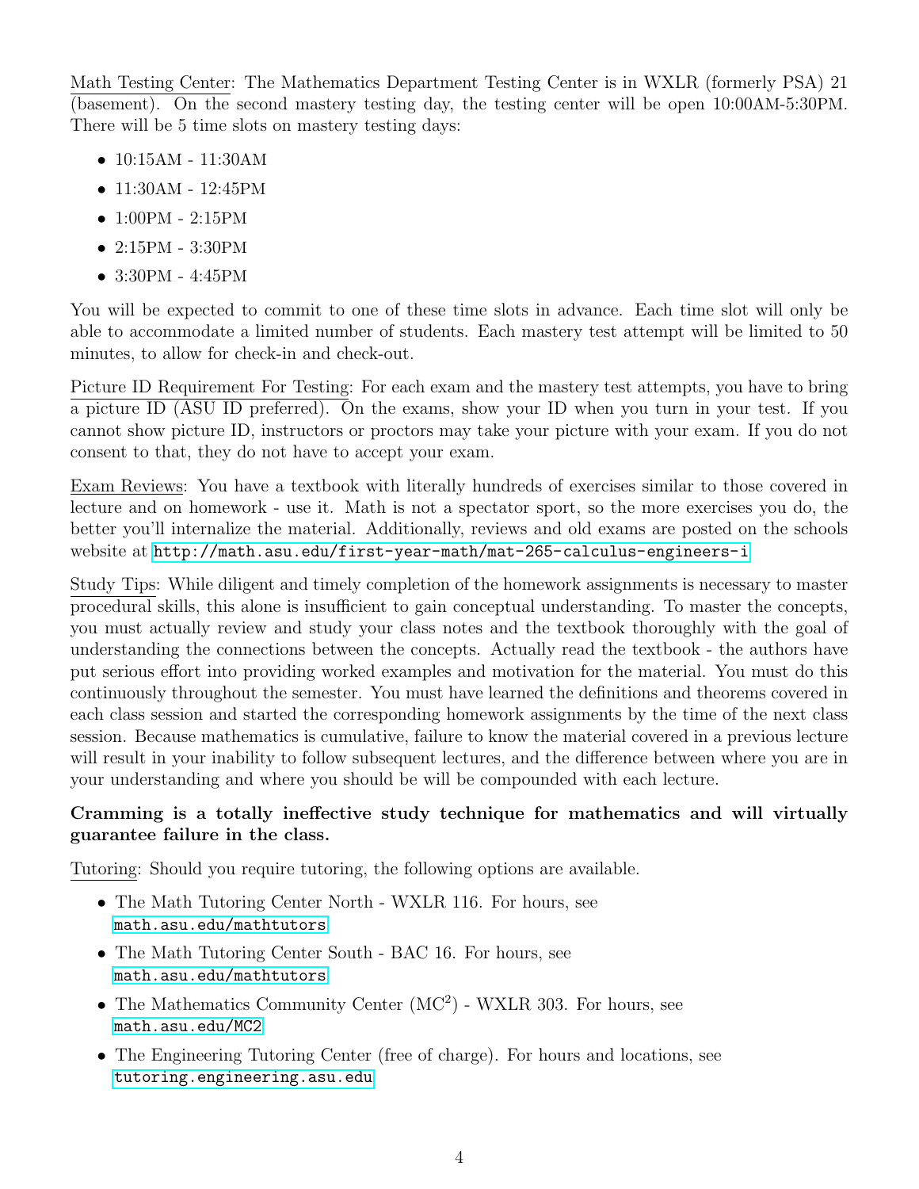Math Testing Center: The Mathematics Department Testing Center is in WXLR (formerly PSA) 21 (basement). On the second mastery testing day, the testing center will be open 10:00AM-5:30PM. There will be 5 time slots on mastery testing days:

- 10:15AM - 11:30AM
- 11:30AM - 12:45PM
- 1:00PM - 2:15PM
- 2:15PM - 3:30PM
- 3:30PM - 4:45PM

You will be expected to commit to one of these time slots in advance. Each time slot will only be able to accommodate a limited number of students. Each mastery test attempt will be limited to 50 minutes, to allow for check-in and check-out.

Picture ID Requirement For Testing: For each exam and the mastery test attempts, you have to bring a picture ID (ASU ID preferred). On the exams, show your ID when you turn in your test. If you cannot show picture ID, instructors or proctors may take your picture with your exam. If you do not consent to that, they do not have to accept your exam.

Exam Reviews: You have a textbook with literally hundreds of exercises similar to those covered in lecture and on homework - use it. Math is not a spectator sport, so the more exercises you do, the better you'll internalize the material. Additionally, reviews and old exams are posted on the schools website at http://math.asu.edu/first-year-math/mat-265-calculus-engineers-i

Study Tips: While diligent and timely completion of the homework assignments is necessary to master procedural skills, this alone is insufficient to gain conceptual understanding. To master the concepts, you must actually review and study your class notes and the textbook thoroughly with the goal of understanding the connections between the concepts. Actually read the textbook - the authors have put serious effort into providing worked examples and motivation for the material. You must do this continuously throughout the semester. You must have learned the definitions and theorems covered in each class session and started the corresponding homework assignments by the time of the next class session. Because mathematics is cumulative, failure to know the material covered in a previous lecture will result in your inability to follow subsequent lectures, and the difference between where you are in your understanding and where you should be will be compounded with each lecture.

**Cramming is a totally ineffective study technique for mathematics and will virtually guarantee failure in the class.**

Tutoring: Should you require tutoring, the following options are available.

- The Math Tutoring Center North - WXLR 116. For hours, see math.asu.edu/mathtutors
- The Math Tutoring Center South - BAC 16. For hours, see math.asu.edu/mathtutors
- The Mathematics Community Center ($MC^2$) - WXLR 303. For hours, see math.asu.edu/MC2
- The Engineering Tutoring Center (free of charge). For hours and locations, see tutoring.engineering.asu.edu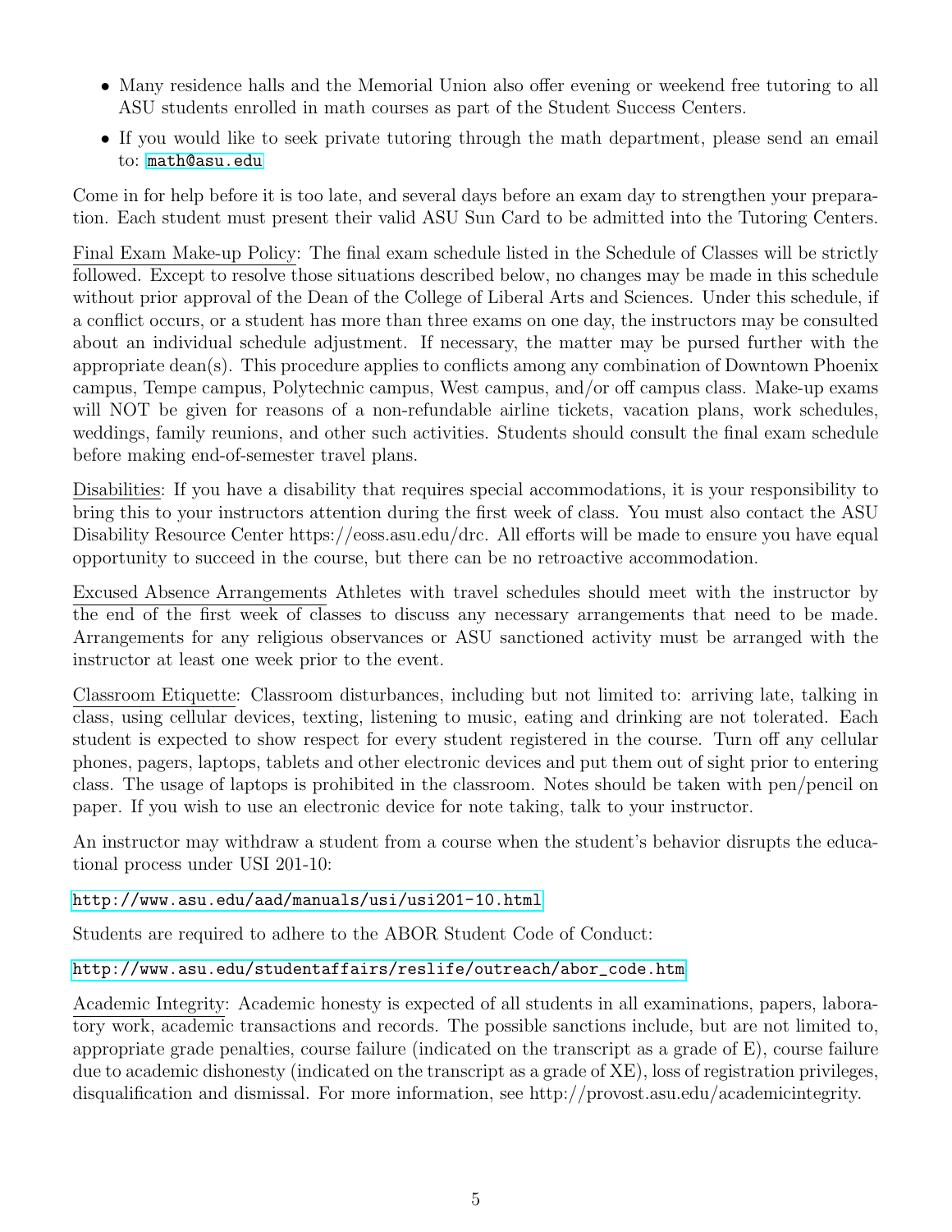- Many residence halls and the Memorial Union also offer evening or weekend free tutoring to all ASU students enrolled in math courses as part of the Student Success Centers.
- If you would like to seek private tutoring through the math department, please send an email to: math@asu.edu

Come in for help before it is too late, and several days before an exam day to strengthen your preparation. Each student must present their valid ASU Sun Card to be admitted into the Tutoring Centers.

Final Exam Make-up Policy: The final exam schedule listed in the Schedule of Classes will be strictly followed. Except to resolve those situations described below, no changes may be made in this schedule without prior approval of the Dean of the College of Liberal Arts and Sciences. Under this schedule, if a conflict occurs, or a student has more than three exams on one day, the instructors may be consulted about an individual schedule adjustment. If necessary, the matter may be pursed further with the appropriate dean(s). This procedure applies to conflicts among any combination of Downtown Phoenix campus, Tempe campus, Polytechnic campus, West campus, and/or off campus class. Make-up exams will NOT be given for reasons of a non-refundable airline tickets, vacation plans, work schedules, weddings, family reunions, and other such activities. Students should consult the final exam schedule before making end-of-semester travel plans.

Disabilities: If you have a disability that requires special accommodations, it is your responsibility to bring this to your instructors attention during the first week of class. You must also contact the ASU Disability Resource Center https://eoss.asu.edu/drc. All efforts will be made to ensure you have equal opportunity to succeed in the course, but there can be no retroactive accommodation.

Excused Absence Arrangements Athletes with travel schedules should meet with the instructor by the end of the first week of classes to discuss any necessary arrangements that need to be made. Arrangements for any religious observances or ASU sanctioned activity must be arranged with the instructor at least one week prior to the event.

Classroom Etiquette: Classroom disturbances, including but not limited to: arriving late, talking in class, using cellular devices, texting, listening to music, eating and drinking are not tolerated. Each student is expected to show respect for every student registered in the course. Turn off any cellular phones, pagers, laptops, tablets and other electronic devices and put them out of sight prior to entering class. The usage of laptops is prohibited in the classroom. Notes should be taken with pen/pencil on paper. If you wish to use an electronic device for note taking, talk to your instructor.

An instructor may withdraw a student from a course when the student's behavior disrupts the educational process under USI 201-10:

http://www.asu.edu/aad/manuals/usi/usi201-10.html

Students are required to adhere to the ABOR Student Code of Conduct:

http://www.asu.edu/studentaffairs/reslife/outreach/abor_code.htm

Academic Integrity: Academic honesty is expected of all students in all examinations, papers, laboratory work, academic transactions and records. The possible sanctions include, but are not limited to, appropriate grade penalties, course failure (indicated on the transcript as a grade of E), course failure due to academic dishonesty (indicated on the transcript as a grade of XE), loss of registration privileges, disqualification and dismissal. For more information, see http://provost.asu.edu/academicintegrity.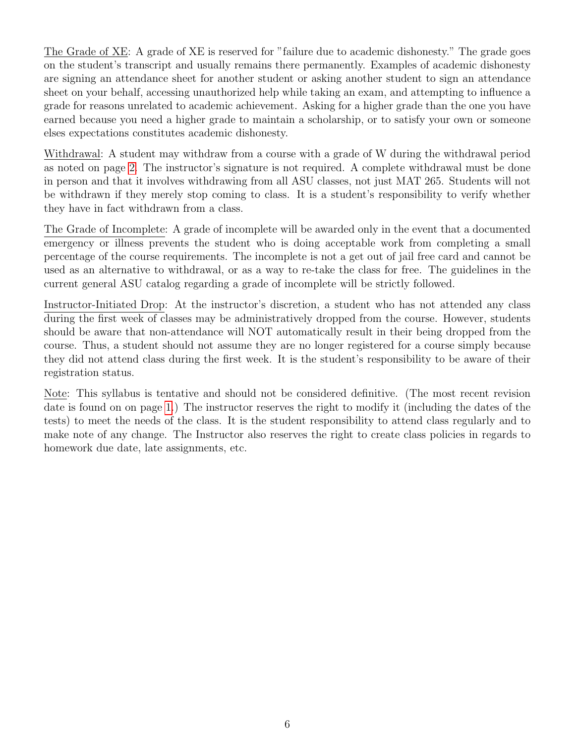<u>The Grade of XE</u>: A grade of XE is reserved for "failure due to academic dishonesty." The grade goes on the student's transcript and usually remains there permanently. Examples of academic dishonesty are signing an attendance sheet for another student or asking another student to sign an attendance sheet on your behalf, accessing unauthorized help while taking an exam, and attempting to influence a grade for reasons unrelated to academic achievement. Asking for a higher grade than the one you have earned because you need a higher grade to maintain a scholarship, or to satisfy your own or someone elses expectations constitutes academic dishonesty.

<u>Withdrawal</u>: A student may withdraw from a course with a grade of W during the withdrawal period as noted on page 2. The instructor's signature is not required. A complete withdrawal must be done in person and that it involves withdrawing from all ASU classes, not just MAT 265. Students will not be withdrawn if they merely stop coming to class. It is a student's responsibility to verify whether they have in fact withdrawn from a class.

<u>The Grade of Incomplete</u>: A grade of incomplete will be awarded only in the event that a documented emergency or illness prevents the student who is doing acceptable work from completing a small percentage of the course requirements. The incomplete is not a get out of jail free card and cannot be used as an alternative to withdrawal, or as a way to re-take the class for free. The guidelines in the current general ASU catalog regarding a grade of incomplete will be strictly followed.

<u>Instructor-Initiated Drop</u>: At the instructor's discretion, a student who has not attended any class during the first week of classes may be administratively dropped from the course. However, students should be aware that non-attendance will NOT automatically result in their being dropped from the course. Thus, a student should not assume they are no longer registered for a course simply because they did not attend class during the first week. It is the student's responsibility to be aware of their registration status.

<u>Note</u>: This syllabus is tentative and should not be considered definitive. (The most recent revision date is found on on page 1.) The instructor reserves the right to modify it (including the dates of the tests) to meet the needs of the class. It is the student responsibility to attend class regularly and to make note of any change. The Instructor also reserves the right to create class policies in regards to homework due date, late assignments, etc.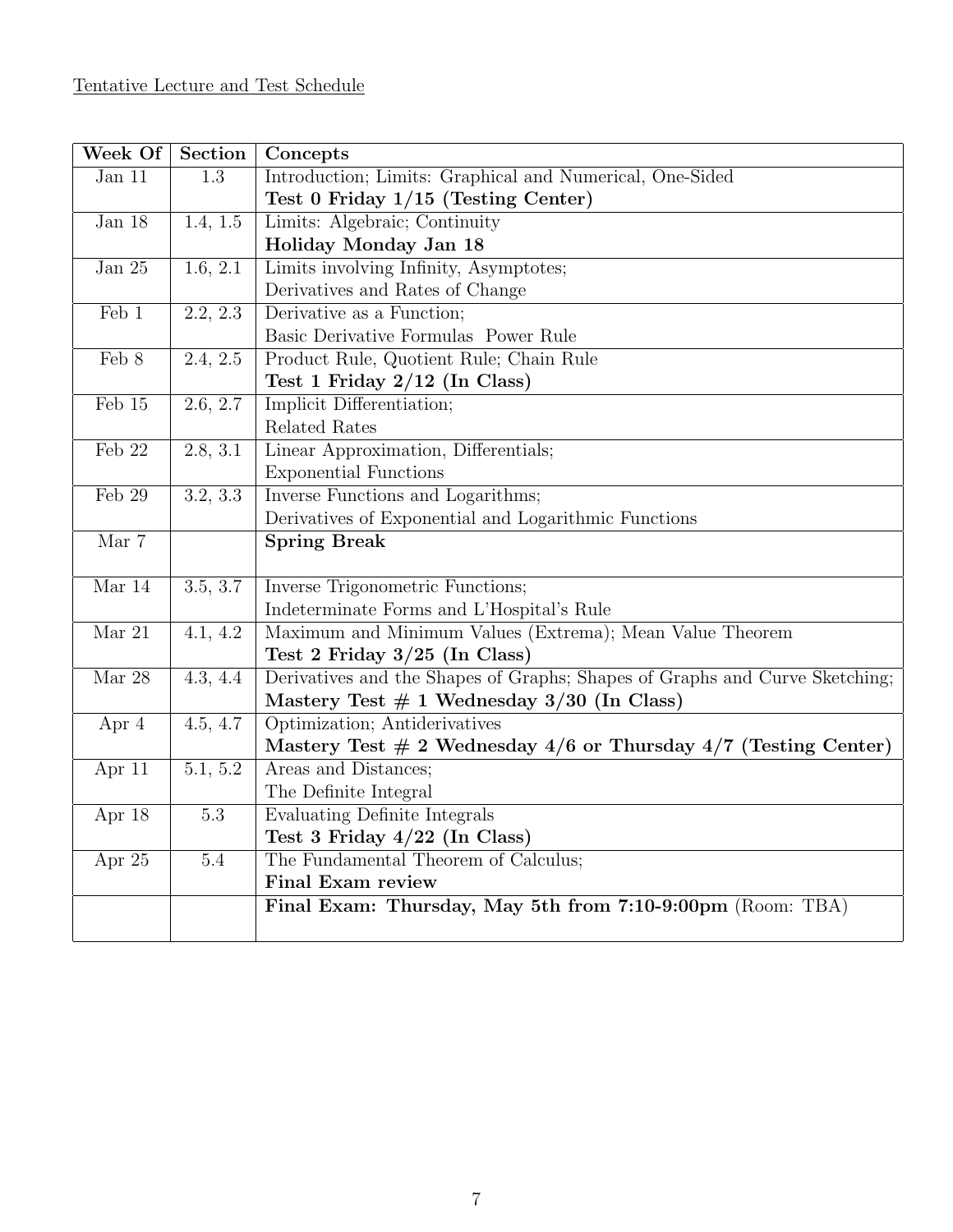Tentative Lecture and Test Schedule

| Week Of | Section | Concepts |
|---|---|---|
| Jan 11 | 1.3 | Introduction; Limits: Graphical and Numerical, One-Sided<br>**Test 0 Friday 1/15 (Testing Center)** |
| Jan 18 | 1.4, 1.5 | Limits: Algebraic; Continuity<br>**Holiday Monday Jan 18** |
| Jan 25 | 1.6, 2.1 | Limits involving Infinity, Asymptotes;<br>Derivatives and Rates of Change |
| Feb 1 | 2.2, 2.3 | Derivative as a Function;<br>Basic Derivative Formulas Power Rule |
| Feb 8 | 2.4, 2.5 | Product Rule, Quotient Rule; Chain Rule<br>**Test 1 Friday 2/12 (In Class)** |
| Feb 15 | 2.6, 2.7 | Implicit Differentiation;<br>Related Rates |
| Feb 22 | 2.8, 3.1 | Linear Approximation, Differentials;<br>Exponential Functions |
| Feb 29 | 3.2, 3.3 | Inverse Functions and Logarithms;<br>Derivatives of Exponential and Logarithmic Functions |
| Mar 7 | | **Spring Break** |
| Mar 14 | 3.5, 3.7 | Inverse Trigonometric Functions;<br>Indeterminate Forms and L'Hospital's Rule |
| Mar 21 | 4.1, 4.2 | Maximum and Minimum Values (Extrema); Mean Value Theorem<br>**Test 2 Friday 3/25 (In Class)** |
| Mar 28 | 4.3, 4.4 | Derivatives and the Shapes of Graphs; Shapes of Graphs and Curve Sketching;<br>**Mastery Test # 1 Wednesday 3/30 (In Class)** |
| Apr 4 | 4.5, 4.7 | Optimization; Antiderivatives<br>**Mastery Test # 2 Wednesday 4/6 or Thursday 4/7 (Testing Center)** |
| Apr 11 | 5.1, 5.2 | Areas and Distances;<br>The Definite Integral |
| Apr 18 | 5.3 | Evaluating Definite Integrals<br>**Test 3 Friday 4/22 (In Class)** |
| Apr 25 | 5.4 | The Fundamental Theorem of Calculus;<br>**Final Exam review** |
| | | **Final Exam: Thursday, May 5th from 7:10-9:00pm** (Room: TBA) |